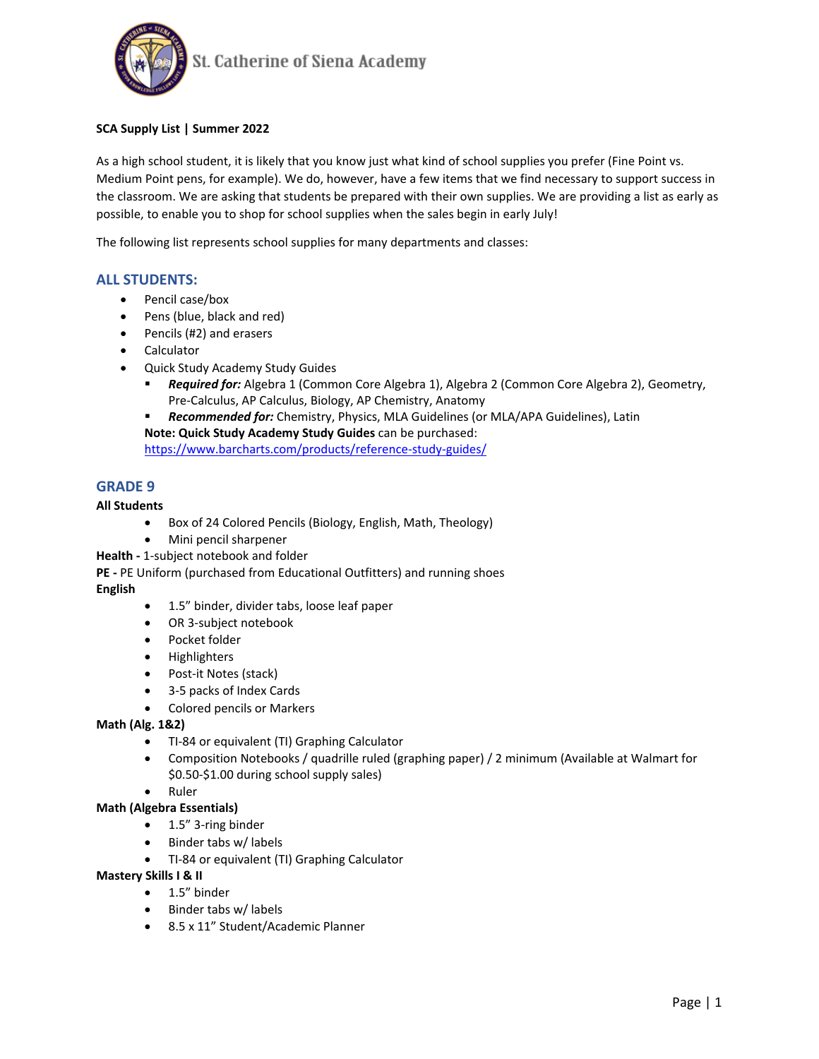St. Catherine of Siena Academy

**SCA Supply List | Summer 2022**

As a high school student, it is likely that you know just what kind of school supplies you prefer (Fine Point vs. Medium Point pens, for example). We do, however, have a few items that we find necessary to support success in the classroom. We are asking that students be prepared with their own supplies. We are providing a list as early as possible, to enable you to shop for school supplies when the sales begin in early July!

The following list represents school supplies for many departments and classes:

## ALL STUDENTS:

- Pencil case/box
- Pens (blue, black and red)
- Pencils (#2) and erasers
- Calculator
- Quick Study Academy Study Guides
  - ***Required for:*** Algebra 1 (Common Core Algebra 1), Algebra 2 (Common Core Algebra 2), Geometry, Pre-Calculus, AP Calculus, Biology, AP Chemistry, Anatomy
  - ***Recommended for:*** Chemistry, Physics, MLA Guidelines (or MLA/APA Guidelines), Latin

  **Note: Quick Study Academy Study Guides** can be purchased:
  https://www.barcharts.com/products/reference-study-guides/

## GRADE 9

**All Students**

- Box of 24 Colored Pencils (Biology, English, Math, Theology)
- Mini pencil sharpener

**Health -** 1-subject notebook and folder

**PE -** PE Uniform (purchased from Educational Outfitters) and running shoes

**English**

- 1.5" binder, divider tabs, loose leaf paper
- OR 3-subject notebook
- Pocket folder
- Highlighters
- Post-it Notes (stack)
- 3-5 packs of Index Cards
- Colored pencils or Markers

**Math (Alg. 1&2)**

- TI-84 or equivalent (TI) Graphing Calculator
- Composition Notebooks / quadrille ruled (graphing paper) / 2 minimum (Available at Walmart for $0.50-$1.00 during school supply sales)
- Ruler

**Math (Algebra Essentials)**

- 1.5" 3-ring binder
- Binder tabs w/ labels
- TI-84 or equivalent (TI) Graphing Calculator

**Mastery Skills I & II**

- 1.5" binder
- Binder tabs w/ labels
- 8.5 x 11" Student/Academic Planner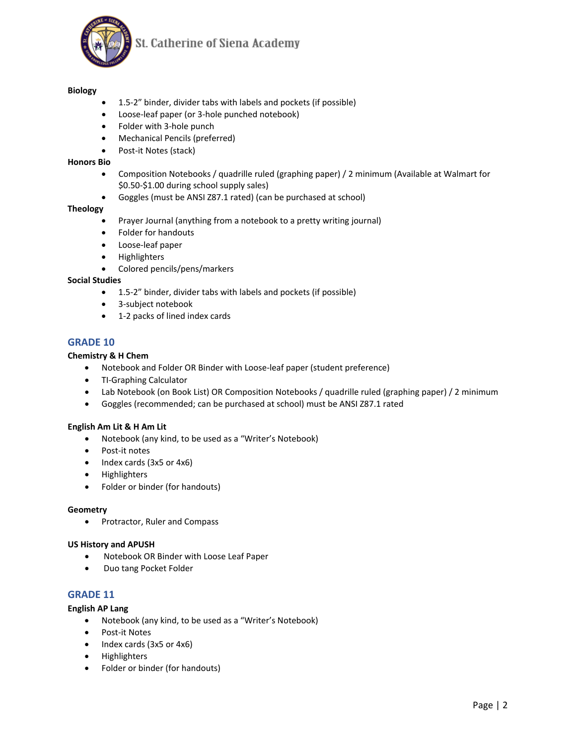**Biology**

- 1.5-2" binder, divider tabs with labels and pockets (if possible)
- Loose-leaf paper (or 3-hole punched notebook)
- Folder with 3-hole punch
- Mechanical Pencils (preferred)
- Post-it Notes (stack)

**Honors Bio**

- Composition Notebooks / quadrille ruled (graphing paper) / 2 minimum (Available at Walmart for $0.50-$1.00 during school supply sales)
- Goggles (must be ANSI Z87.1 rated) (can be purchased at school)

**Theology**

- Prayer Journal (anything from a notebook to a pretty writing journal)
- Folder for handouts
- Loose-leaf paper
- Highlighters
- Colored pencils/pens/markers

**Social Studies**

- 1.5-2" binder, divider tabs with labels and pockets (if possible)
- 3-subject notebook
- 1-2 packs of lined index cards

## GRADE 10

**Chemistry & H Chem**

- Notebook and Folder OR Binder with Loose-leaf paper (student preference)
- TI-Graphing Calculator
- Lab Notebook (on Book List) OR Composition Notebooks / quadrille ruled (graphing paper) / 2 minimum
- Goggles (recommended; can be purchased at school) must be ANSI Z87.1 rated

**English Am Lit & H Am Lit**

- Notebook (any kind, to be used as a "Writer's Notebook)
- Post-it notes
- Index cards (3x5 or 4x6)
- Highlighters
- Folder or binder (for handouts)

**Geometry**

- Protractor, Ruler and Compass

**US History and APUSH**

- Notebook OR Binder with Loose Leaf Paper
- Duo tang Pocket Folder

## GRADE 11

**English AP Lang**

- Notebook (any kind, to be used as a "Writer's Notebook)
- Post-it Notes
- Index cards (3x5 or 4x6)
- Highlighters
- Folder or binder (for handouts)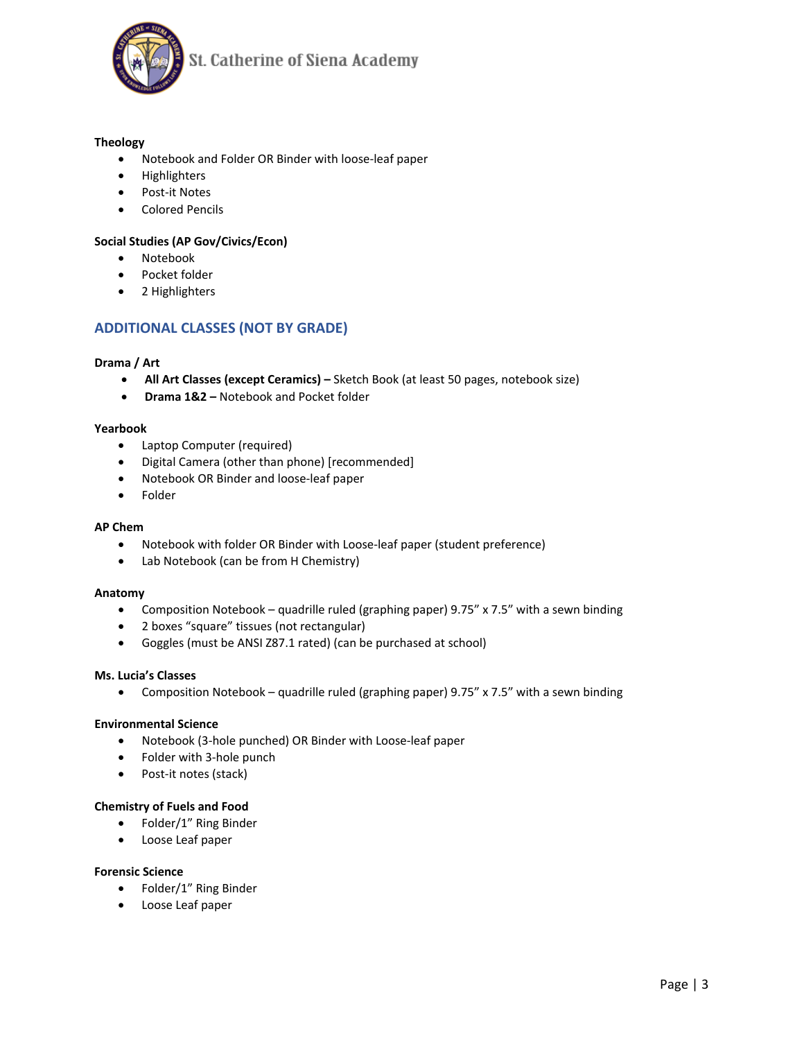**Theology**

- Notebook and Folder OR Binder with loose-leaf paper
- Highlighters
- Post-it Notes
- Colored Pencils

**Social Studies (AP Gov/Civics/Econ)**

- Notebook
- Pocket folder
- 2 Highlighters

## ADDITIONAL CLASSES (NOT BY GRADE)

**Drama / Art**

- **All Art Classes (except Ceramics) –** Sketch Book (at least 50 pages, notebook size)
- **Drama 1&2 –** Notebook and Pocket folder

**Yearbook**

- Laptop Computer (required)
- Digital Camera (other than phone) [recommended]
- Notebook OR Binder and loose-leaf paper
- Folder

**AP Chem**

- Notebook with folder OR Binder with Loose-leaf paper (student preference)
- Lab Notebook (can be from H Chemistry)

**Anatomy**

- Composition Notebook – quadrille ruled (graphing paper) 9.75" x 7.5" with a sewn binding
- 2 boxes "square" tissues (not rectangular)
- Goggles (must be ANSI Z87.1 rated) (can be purchased at school)

**Ms. Lucia's Classes**

- Composition Notebook – quadrille ruled (graphing paper) 9.75" x 7.5" with a sewn binding

**Environmental Science**

- Notebook (3-hole punched) OR Binder with Loose-leaf paper
- Folder with 3-hole punch
- Post-it notes (stack)

**Chemistry of Fuels and Food**

- Folder/1" Ring Binder
- Loose Leaf paper

**Forensic Science**

- Folder/1" Ring Binder
- Loose Leaf paper